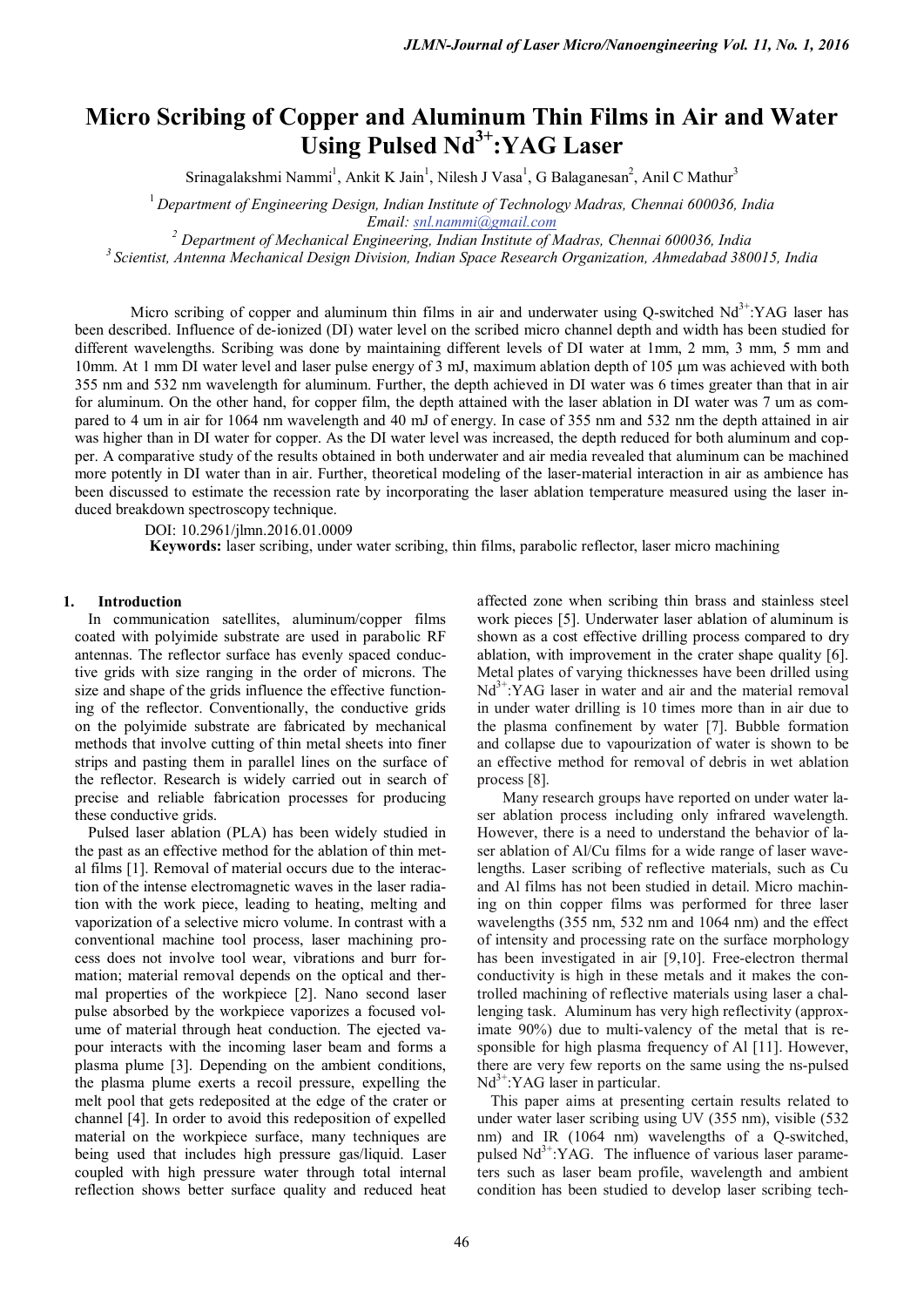# Micro Scribing of Copper and Aluminum Thin Films in Air and Water Using Pulsed $Nd^{3+}$:YAG Laser

Srinagalakshmi Nammi[1], Ankit K Jain[1], Nilesh J Vasa[1], G Balaganesan[2], Anil C Mathur[3]

[1] *Department of Engineering Design, Indian Institute of Technology Madras, Chennai 600036, India*
*Email: snl.nammi@gmail.com*

[2] *Department of Mechanical Engineering, Indian Institute of Madras, Chennai 600036, India*

[3] *Scientist, Antenna Mechanical Design Division, Indian Space Research Organization, Ahmedabad 380015, India*

Micro scribing of copper and aluminum thin films in air and underwater using Q-switched $Nd^{3+}$:YAG laser has been described. Influence of de-ionized (DI) water level on the scribed micro channel depth and width has been studied for different wavelengths. Scribing was done by maintaining different levels of DI water at 1mm, 2 mm, 3 mm, 5 mm and 10mm. At 1 mm DI water level and laser pulse energy of 3 mJ, maximum ablation depth of 105 μm was achieved with both 355 nm and 532 nm wavelength for aluminum. Further, the depth achieved in DI water was 6 times greater than that in air for aluminum. On the other hand, for copper film, the depth attained with the laser ablation in DI water was 7 um as compared to 4 um in air for 1064 nm wavelength and 40 mJ of energy. In case of 355 nm and 532 nm the depth attained in air was higher than in DI water for copper. As the DI water level was increased, the depth reduced for both aluminum and copper. A comparative study of the results obtained in both underwater and air media revealed that aluminum can be machined more potently in DI water than in air. Further, theoretical modeling of the laser-material interaction in air as ambience has been discussed to estimate the recession rate by incorporating the laser ablation temperature measured using the laser induced breakdown spectroscopy technique.

DOI: 10.2961/jlmn.2016.01.0009

**Keywords:** laser scribing, under water scribing, thin films, parabolic reflector, laser micro machining

## 1. Introduction

In communication satellites, aluminum/copper films coated with polyimide substrate are used in parabolic RF antennas. The reflector surface has evenly spaced conductive grids with size ranging in the order of microns. The size and shape of the grids influence the effective functioning of the reflector. Conventionally, the conductive grids on the polyimide substrate are fabricated by mechanical methods that involve cutting of thin metal sheets into finer strips and pasting them in parallel lines on the surface of the reflector. Research is widely carried out in search of precise and reliable fabrication processes for producing these conductive grids.

Pulsed laser ablation (PLA) has been widely studied in the past as an effective method for the ablation of thin metal films [1]. Removal of material occurs due to the interaction of the intense electromagnetic waves in the laser radiation with the work piece, leading to heating, melting and vaporization of a selective micro volume. In contrast with a conventional machine tool process, laser machining process does not involve tool wear, vibrations and burr formation; material removal depends on the optical and thermal properties of the workpiece [2]. Nano second laser pulse absorbed by the workpiece vaporizes a focused volume of material through heat conduction. The ejected vapour interacts with the incoming laser beam and forms a plasma plume [3]. Depending on the ambient conditions, the plasma plume exerts a recoil pressure, expelling the melt pool that gets redeposited at the edge of the crater or channel [4]. In order to avoid this redeposition of expelled material on the workpiece surface, many techniques are being used that includes high pressure gas/liquid. Laser coupled with high pressure water through total internal reflection shows better surface quality and reduced heat affected zone when scribing thin brass and stainless steel work pieces [5]. Underwater laser ablation of aluminum is shown as a cost effective drilling process compared to dry ablation, with improvement in the crater shape quality [6]. Metal plates of varying thicknesses have been drilled using $Nd^{3+}$:YAG laser in water and air and the material removal in under water drilling is 10 times more than in air due to the plasma confinement by water [7]. Bubble formation and collapse due to vapourization of water is shown to be an effective method for removal of debris in wet ablation process [8].

Many research groups have reported on under water laser ablation process including only infrared wavelength. However, there is a need to understand the behavior of laser ablation of Al/Cu films for a wide range of laser wavelengths. Laser scribing of reflective materials, such as Cu and Al films has not been studied in detail. Micro machining on thin copper films was performed for three laser wavelengths (355 nm, 532 nm and 1064 nm) and the effect of intensity and processing rate on the surface morphology has been investigated in air [9,10]. Free-electron thermal conductivity is high in these metals and it makes the controlled machining of reflective materials using laser a challenging task. Aluminum has very high reflectivity (approximate 90%) due to multi-valency of the metal that is responsible for high plasma frequency of Al [11]. However, there are very few reports on the same using the ns-pulsed $Nd^{3+}$:YAG laser in particular.

This paper aims at presenting certain results related to under water laser scribing using UV (355 nm), visible (532 nm) and IR (1064 nm) wavelengths of a Q-switched, pulsed $Nd^{3+}$:YAG. The influence of various laser parameters such as laser beam profile, wavelength and ambient condition has been studied to develop laser scribing tech-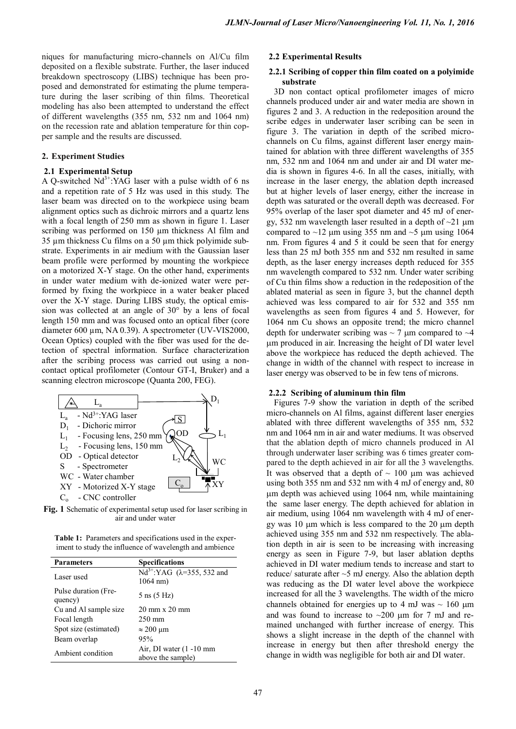niques for manufacturing micro-channels on Al/Cu film deposited on a flexible substrate. Further, the laser induced breakdown spectroscopy (LIBS) technique has been proposed and demonstrated for estimating the plume temperature during the laser scribing of thin films. Theoretical modeling has also been attempted to understand the effect of different wavelengths (355 nm, 532 nm and 1064 nm) on the recession rate and ablation temperature for thin copper sample and the results are discussed.

## 2. Experiment Studies

### 2.1 Experimental Setup

A Q-switched $Nd^{3+}$:YAG laser with a pulse width of 6 ns and a repetition rate of 5 Hz was used in this study. The laser beam was directed on to the workpiece using beam alignment optics such as dichroic mirrors and a quartz lens with a focal length of 250 mm as shown in figure 1. Laser scribing was performed on 150 µm thickness Al film and 35 µm thickness Cu films on a 50 µm thick polyimide substrate. Experiments in air medium with the Gaussian laser beam profile were performed by mounting the workpiece on a motorized X-Y stage. On the other hand, experiments in under water medium with de-ionized water were performed by fixing the workpiece in a water beaker placed over the X-Y stage. During LIBS study, the optical emission was collected at an angle of 30° by a lens of focal length 150 mm and was focused onto an optical fiber (core diameter 600 µm, NA 0.39). A spectrometer (UV-VIS2000, Ocean Optics) coupled with the fiber was used for the detection of spectral information. Surface characterization after the scribing process was carried out using a non-contact optical profilometer (Contour GT-I, Bruker) and a scanning electron microscope (Quanta 200, FEG).

$L_a$ - $Nd^{3+}$:YAG laser
$D_1$ - Dichoric mirror
$L_1$ - Focusing lens, 250 mm
$L_2$ - Focusing lens, 150 mm
OD - Optical detector
S - Spectrometer
WC - Water chamber
XY - Motorized X-Y stage
$C_o$ - CNC controller

**Fig. 1** Schematic of experimental setup used for laser scribing in air and under water

**Table 1:** Parameters and specifications used in the experiment to study the influence of wavelength and ambience

| Parameters | Specifications |
|---|---|
| Laser used | $Nd^{3+}$:YAG ($\lambda$=355, 532 and 1064 nm) |
| Pulse duration (Frequency) | 5 ns (5 Hz) |
| Cu and Al sample size | 20 mm x 20 mm |
| Focal length | 250 mm |
| Spot size (estimated) | ≈ 200 µm |
| Beam overlap | 95% |
| Ambient condition | Air, DI water (1 -10 mm above the sample) |

### 2.2 Experimental Results

#### 2.2.1 Scribing of copper thin film coated on a polyimide substrate

3D non contact optical profilometer images of micro channels produced under air and water media are shown in figures 2 and 3. A reduction in the redeposition around the scribe edges in underwater laser scribing can be seen in figure 3. The variation in depth of the scribed micro-channels on Cu films, against different laser energy maintained for ablation with three different wavelengths of 355 nm, 532 nm and 1064 nm and under air and DI water media is shown in figures 4-6. In all the cases, initially, with increase in the laser energy, the ablation depth increased but at higher levels of laser energy, either the increase in depth was saturated or the overall depth was decreased. For 95% overlap of the laser spot diameter and 45 mJ of energy, 532 nm wavelength laser resulted in a depth of ~21 µm compared to ~12 µm using 355 nm and ~5 µm using 1064 nm. From figures 4 and 5 it could be seen that for energy less than 25 mJ both 355 nm and 532 nm resulted in same depth, as the laser energy increases depth reduced for 355 nm wavelength compared to 532 nm. Under water scribing of Cu thin films show a reduction in the redeposition of the ablated material as seen in figure 3, but the channel depth achieved was less compared to air for 532 and 355 nm wavelengths as seen from figures 4 and 5. However, for 1064 nm Cu shows an opposite trend; the micro channel depth for underwater scribing was ~ 7 µm compared to ~4 µm produced in air. Increasing the height of DI water level above the workpiece has reduced the depth achieved. The change in width of the channel with respect to increase in laser energy was observed to be in few tens of microns.

#### 2.2.2 Scribing of aluminum thin film

Figures 7-9 show the variation in depth of the scribed micro-channels on Al films, against different laser energies ablated with three different wavelengths of 355 nm, 532 nm and 1064 nm in air and water mediums. It was observed that the ablation depth of micro channels produced in Al through underwater laser scribing was 6 times greater compared to the depth achieved in air for all the 3 wavelengths. It was observed that a depth of ~ 100 µm was achieved using both 355 nm and 532 nm with 4 mJ of energy and, 80 µm depth was achieved using 1064 nm, while maintaining the same laser energy. The depth achieved for ablation in air medium, using 1064 nm wavelength with 4 mJ of energy was 10 µm which is less compared to the 20 µm depth achieved using 355 nm and 532 nm respectively. The ablation depth in air is seen to be increasing with increasing energy as seen in Figure 7-9, but laser ablation depths achieved in DI water medium tends to increase and start to reduce/ saturate after ~5 mJ energy. Also the ablation depth was reducing as the DI water level above the workpiece increased for all the 3 wavelengths. The width of the micro channels obtained for energies up to 4 mJ was ~ 160 µm and was found to increase to ~200 µm for 7 mJ and remained unchanged with further increase of energy. This shows a slight increase in the depth of the channel with increase in energy but then after threshold energy the change in width was negligible for both air and DI water.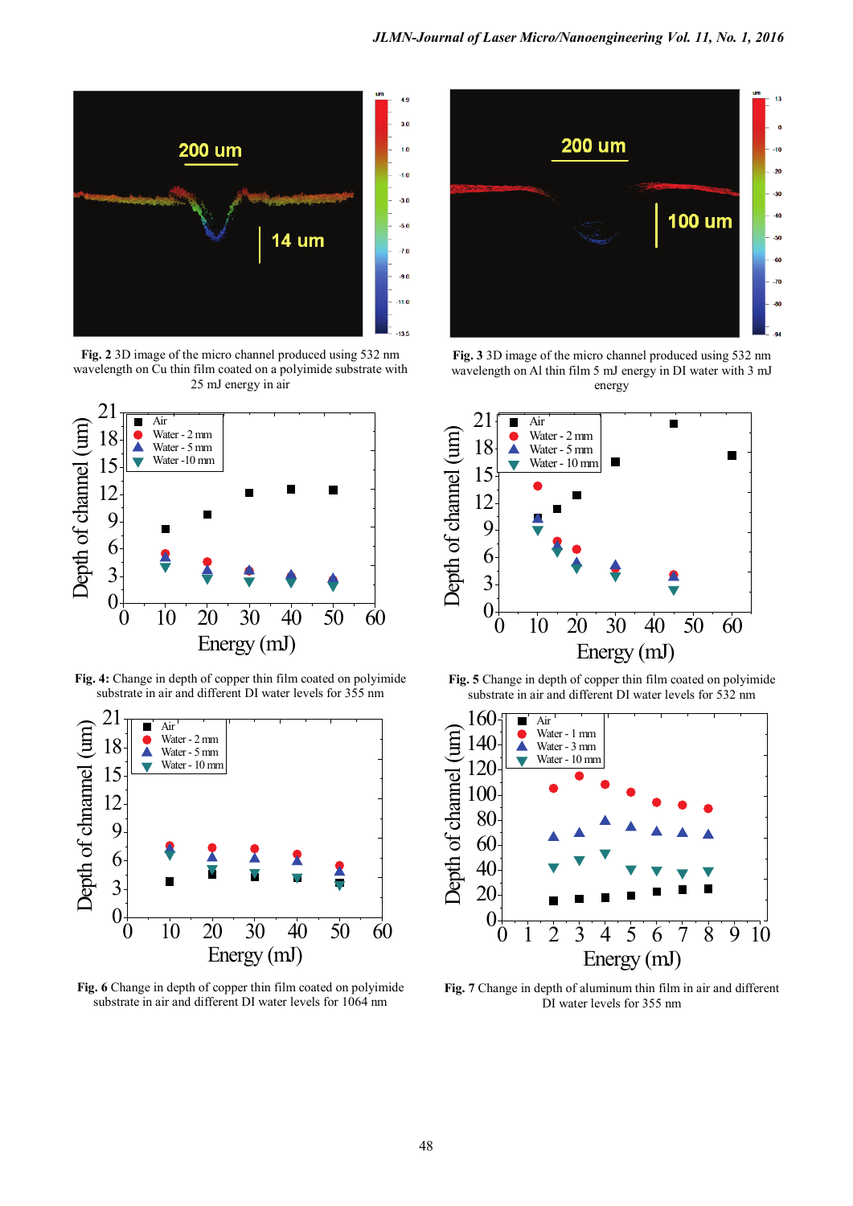**Fig. 2** 3D image of the micro channel produced using 532 nm wavelength on Cu thin film coated on a polyimide substrate with 25 mJ energy in air

**Fig. 3** 3D image of the micro channel produced using 532 nm wavelength on Al thin film 5 mJ energy in DI water with 3 mJ energy

**Fig. 4:** Change in depth of copper thin film coated on polyimide substrate in air and different DI water levels for 355 nm

**Fig. 5** Change in depth of copper thin film coated on polyimide substrate in air and different DI water levels for 532 nm

**Fig. 6** Change in depth of copper thin film coated on polyimide substrate in air and different DI water levels for 1064 nm

**Fig. 7** Change in depth of aluminum thin film in air and different DI water levels for 355 nm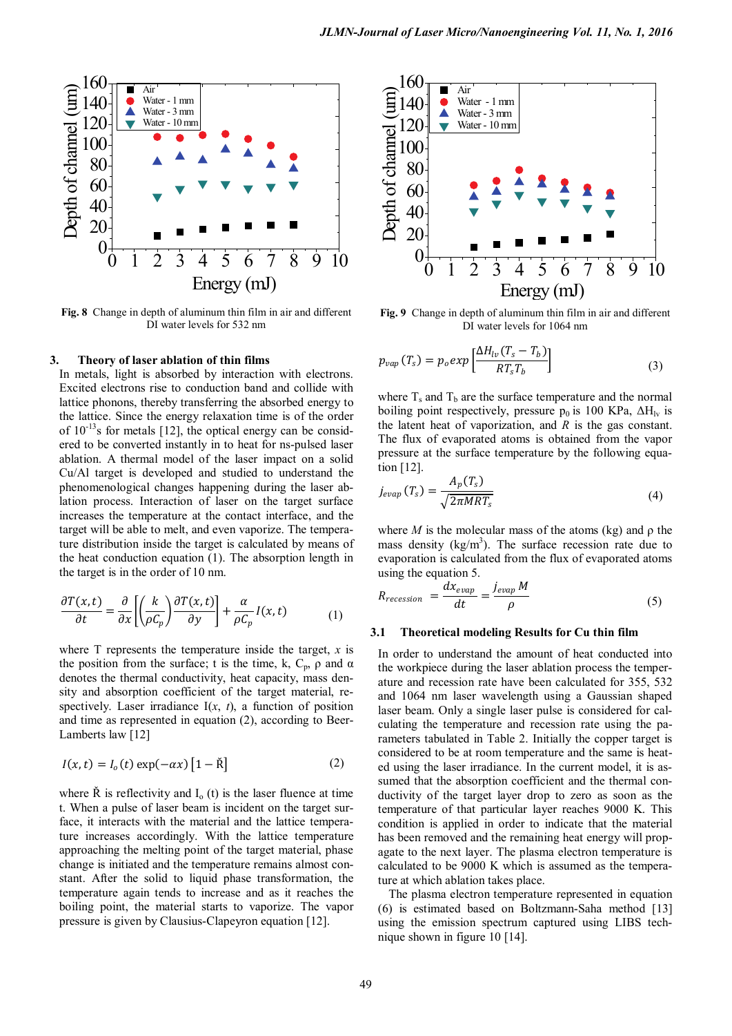Fig. 8 Change in depth of aluminum thin film in air and different DI water levels for 532 nm

Fig. 9 Change in depth of aluminum thin film in air and different DI water levels for 1064 nm

## 3. Theory of laser ablation of thin films

In metals, light is absorbed by interaction with electrons. Excited electrons rise to conduction band and collide with lattice phonons, thereby transferring the absorbed energy to the lattice. Since the energy relaxation time is of the order of $10^{-13}$s for metals [12], the optical energy can be considered to be converted instantly in to heat for ns-pulsed laser ablation. A thermal model of the laser impact on a solid Cu/Al target is developed and studied to understand the phenomenological changes happening during the laser ablation process. Interaction of laser on the target surface increases the temperature at the contact interface, and the target will be able to melt, and even vaporize. The temperature distribution inside the target is calculated by means of the heat conduction equation (1). The absorption length in the target is in the order of 10 nm.

$$\frac{\partial T(x,t)}{\partial t} = \frac{\partial}{\partial x}\left[\left(\frac{k}{\rho C_p}\right)\frac{\partial T(x,t)}{\partial y}\right] + \frac{\alpha}{\rho C_p} I(x,t) \quad (1)$$

where T represents the temperature inside the target, $x$ is the position from the surface; t is the time, k, $C_p$, ρ and α denotes the thermal conductivity, heat capacity, mass density and absorption coefficient of the target material, respectively. Laser irradiance I($x$, $t$), a function of position and time as represented in equation (2), according to Beer-Lamberts law [12]

$$I(x,t) = I_o(t)\exp(-\alpha x)\left[1 - Ř\right] \quad (2)$$

where Ř is reflectivity and $I_o$ (t) is the laser fluence at time t. When a pulse of laser beam is incident on the target surface, it interacts with the material and the lattice temperature increases accordingly. With the lattice temperature approaching the melting point of the target material, phase change is initiated and the temperature remains almost constant. After the solid to liquid phase transformation, the temperature again tends to increase and as it reaches the boiling point, the material starts to vaporize. The vapor pressure is given by Clausius-Clapeyron equation [12].

$$p_{vap}(T_s) = p_o exp\left[\frac{\Delta H_{lv}(T_s - T_b)}{RT_sT_b}\right] \quad (3)$$

where $T_s$ and $T_b$ are the surface temperature and the normal boiling point respectively, pressure $p_0$ is 100 KPa, $\Delta H_{lv}$ is the latent heat of vaporization, and $R$ is the gas constant. The flux of evaporated atoms is obtained from the vapor pressure at the surface temperature by the following equation [12].

$$j_{evap}(T_s) = \frac{A_p(T_s)}{\sqrt{2\pi MRT_s}} \quad (4)$$

where $M$ is the molecular mass of the atoms (kg) and ρ the mass density (kg/m$^3$). The surface recession rate due to evaporation is calculated from the flux of evaporated atoms using the equation 5.

$$R_{recession} = \frac{dx_{evap}}{dt} = \frac{j_{evap}M}{\rho} \quad (5)$$

### 3.1 Theoretical modeling Results for Cu thin film

In order to understand the amount of heat conducted into the workpiece during the laser ablation process the temperature and recession rate have been calculated for 355, 532 and 1064 nm laser wavelength using a Gaussian shaped laser beam. Only a single laser pulse is considered for calculating the temperature and recession rate using the parameters tabulated in Table 2. Initially the copper target is considered to be at room temperature and the same is heated using the laser irradiance. In the current model, it is assumed that the absorption coefficient and the thermal conductivity of the target layer drop to zero as soon as the temperature of that particular layer reaches 9000 K. This condition is applied in order to indicate that the material has been removed and the remaining heat energy will propagate to the next layer. The plasma electron temperature is calculated to be 9000 K which is assumed as the temperature at which ablation takes place.

The plasma electron temperature represented in equation (6) is estimated based on Boltzmann-Saha method [13] using the emission spectrum captured using LIBS technique shown in figure 10 [14].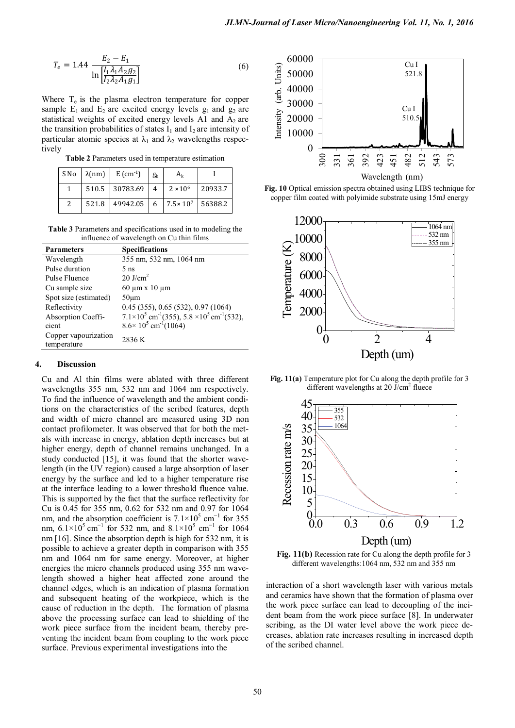$$T_e = 1.44 \frac{E_2 - E_1}{\ln\left[\frac{I_1 \lambda_1 A_2 g_2}{I_2 \lambda_2 A_1 g_1}\right]} \quad (6)$$

Where $T_e$ is the plasma electron temperature for copper sample $E_1$ and $E_2$ are excited energy levels $g_1$ and $g_2$ are statistical weights of excited energy levels A1 and $A_2$ are the transition probabilities of states $I_1$ and $I_2$ are intensity of particular atomic species at $\lambda_1$ and $\lambda_2$ wavelengths respectively

**Table 2** Parameters used in temperature estimation

| S No | λ(nm) | E ($cm^{-1}$) | $g_k$ | $A_k$ | I |
|---|---|---|---|---|---|
| 1 | 510.5 | 30783.69 | 4 | $2 \times 10^6$ | 20933.7 |
| 2 | 521.8 | 49942.05 | 6 | $7.5 \times 10^7$ | 56388.2 |

**Table 3** Parameters and specifications used in to modeling the influence of wavelength on Cu thin films

| Parameters | Specifications |
|---|---|
| Wavelength | 355 nm, 532 nm, 1064 nm |
| Pulse duration | 5 ns |
| Pulse Fluence | 20 J/$cm^2$ |
| Cu sample size | 60 µm x 10 µm |
| Spot size (estimated) | 50µm |
| Reflectivity | 0.45 (355), 0.65 (532), 0.97 (1064) |
| Absorption Coefficient | $7.1\times10^5$ $cm^{-1}$(355), 5.8 $\times10^5$ $cm^{-1}$(532), $8.6\times10^5$ $cm^{-1}$(1064) |
| Copper vapourization temperature | 2836 K |

## 4. Discussion

Cu and Al thin films were ablated with three different wavelengths 355 nm, 532 nm and 1064 nm respectively. To find the influence of wavelength and the ambient conditions on the characteristics of the scribed features, depth and width of micro channel are measured using 3D non contact profilometer. It was observed that for both the metals with increase in energy, ablation depth increases but at higher energy, depth of channel remains unchanged. In a study conducted [15], it was found that the shorter wavelength (in the UV region) caused a large absorption of laser energy by the surface and led to a higher temperature rise at the interface leading to a lower threshold fluence value. This is supported by the fact that the surface reflectivity for Cu is 0.45 for 355 nm, 0.62 for 532 nm and 0.97 for 1064 nm, and the absorption coefficient is $7.1\times10^5$ $cm^{-1}$ for 355 nm, $6.1\times10^5$ $cm^{-1}$ for 532 nm, and $8.1\times10^5$ $cm^{-1}$ for 1064 nm [16]. Since the absorption depth is high for 532 nm, it is possible to achieve a greater depth in comparison with 355 nm and 1064 nm for same energy. Moreover, at higher energies the micro channels produced using 355 nm wavelength showed a higher heat affected zone around the channel edges, which is an indication of plasma formation and subsequent heating of the workpiece, which is the cause of reduction in the depth. The formation of plasma above the processing surface can lead to shielding of the work piece surface from the incident beam, thereby preventing the incident beam from coupling to the work piece surface. Previous experimental investigations into the interaction of a short wavelength laser with various metals and ceramics have shown that the formation of plasma over the work piece surface can lead to decoupling of the incident beam from the work piece surface [8]. In underwater scribing, as the DI water level above the work piece decreases, ablation rate increases resulting in increased depth of the scribed channel.

**Fig. 10** Optical emission spectra obtained using LIBS technique for copper film coated with polyimide substrate using 15mJ energy

**Fig. 11(a)** Temperature plot for Cu along the depth profile for 3 different wavelengths at 20 J/$cm^2$ fluece

**Fig. 11(b)** Recession rate for Cu along the depth profile for 3 different wavelengths:1064 nm, 532 nm and 355 nm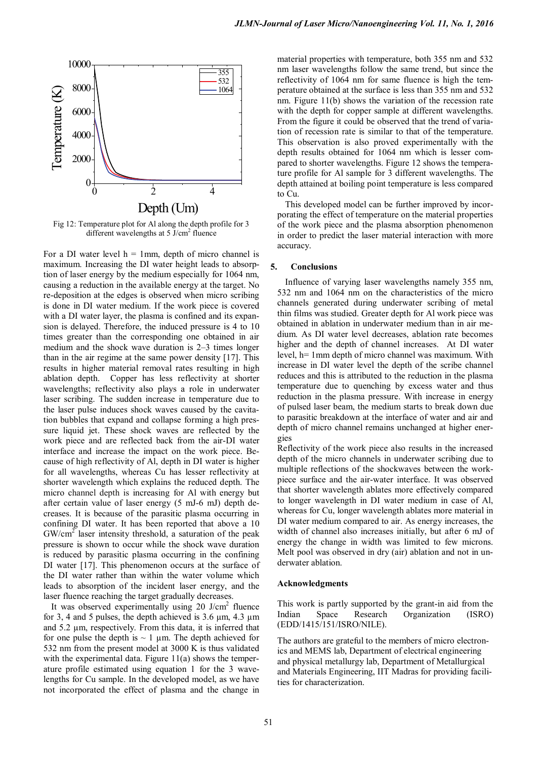Fig 12: Temperature plot for Al along the depth profile for 3 different wavelengths at 5 J/cm$^2$ fluence

For a DI water level h = 1mm, depth of micro channel is maximum. Increasing the DI water height leads to absorption of laser energy by the medium especially for 1064 nm, causing a reduction in the available energy at the target. No re-deposition at the edges is observed when micro scribing is done in DI water medium. If the work piece is covered with a DI water layer, the plasma is confined and its expansion is delayed. Therefore, the induced pressure is 4 to 10 times greater than the corresponding one obtained in air medium and the shock wave duration is 2–3 times longer than in the air regime at the same power density [17]. This results in higher material removal rates resulting in high ablation depth. Copper has less reflectivity at shorter wavelengths; reflectivity also plays a role in underwater laser scribing. The sudden increase in temperature due to the laser pulse induces shock waves caused by the cavitation bubbles that expand and collapse forming a high pressure liquid jet. These shock waves are reflected by the work piece and are reflected back from the air-DI water interface and increase the impact on the work piece. Because of high reflectivity of Al, depth in DI water is higher for all wavelengths, whereas Cu has lesser reflectivity at shorter wavelength which explains the reduced depth. The micro channel depth is increasing for Al with energy but after certain value of laser energy (5 mJ-6 mJ) depth decreases. It is because of the parasitic plasma occurring in confining DI water. It has been reported that above a 10 GW/cm$^2$ laser intensity threshold, a saturation of the peak pressure is shown to occur while the shock wave duration is reduced by parasitic plasma occurring in the confining DI water [17]. This phenomenon occurs at the surface of the DI water rather than within the water volume which leads to absorption of the incident laser energy, and the laser fluence reaching the target gradually decreases.

It was observed experimentally using 20 J/cm$^2$ fluence for 3, 4 and 5 pulses, the depth achieved is 3.6 µm, 4.3 µm and 5.2 µm, respectively. From this data, it is inferred that for one pulse the depth is ~ 1 µm. The depth achieved for 532 nm from the present model at 3000 K is thus validated with the experimental data. Figure 11(a) shows the temperature profile estimated using equation 1 for the 3 wavelengths for Cu sample. In the developed model, as we have not incorporated the effect of plasma and the change in material properties with temperature, both 355 nm and 532 nm laser wavelengths follow the same trend, but since the reflectivity of 1064 nm for same fluence is high the temperature obtained at the surface is less than 355 nm and 532 nm. Figure 11(b) shows the variation of the recession rate with the depth for copper sample at different wavelengths. From the figure it could be observed that the trend of variation of recession rate is similar to that of the temperature. This observation is also proved experimentally with the depth results obtained for 1064 nm which is lesser compared to shorter wavelengths. Figure 12 shows the temperature profile for Al sample for 3 different wavelengths. The depth attained at boiling point temperature is less compared to Cu.

This developed model can be further improved by incorporating the effect of temperature on the material properties of the work piece and the plasma absorption phenomenon in order to predict the laser material interaction with more accuracy.

## 5. Conclusions

Influence of varying laser wavelengths namely 355 nm, 532 nm and 1064 nm on the characteristics of the micro channels generated during underwater scribing of metal thin films was studied. Greater depth for Al work piece was obtained in ablation in underwater medium than in air medium. As DI water level decreases, ablation rate becomes higher and the depth of channel increases. At DI water level, h= 1mm depth of micro channel was maximum. With increase in DI water level the depth of the scribe channel reduces and this is attributed to the reduction in the plasma temperature due to quenching by excess water and thus reduction in the plasma pressure. With increase in energy of pulsed laser beam, the medium starts to break down due to parasitic breakdown at the interface of water and air and depth of micro channel remains unchanged at higher energies

Reflectivity of the work piece also results in the increased depth of the micro channels in underwater scribing due to multiple reflections of the shockwaves between the workpiece surface and the air-water interface. It was observed that shorter wavelength ablates more effectively compared to longer wavelength in DI water medium in case of Al, whereas for Cu, longer wavelength ablates more material in DI water medium compared to air. As energy increases, the width of channel also increases initially, but after 6 mJ of energy the change in width was limited to few microns. Melt pool was observed in dry (air) ablation and not in underwater ablation.

### Acknowledgments

This work is partly supported by the grant-in aid from the Indian Space Research Organization (ISRO) (EDD/1415/151/ISRO/NILE).

The authors are grateful to the members of micro electronics and MEMS lab, Department of electrical engineering and physical metallurgy lab, Department of Metallurgical and Materials Engineering, IIT Madras for providing facilities for characterization.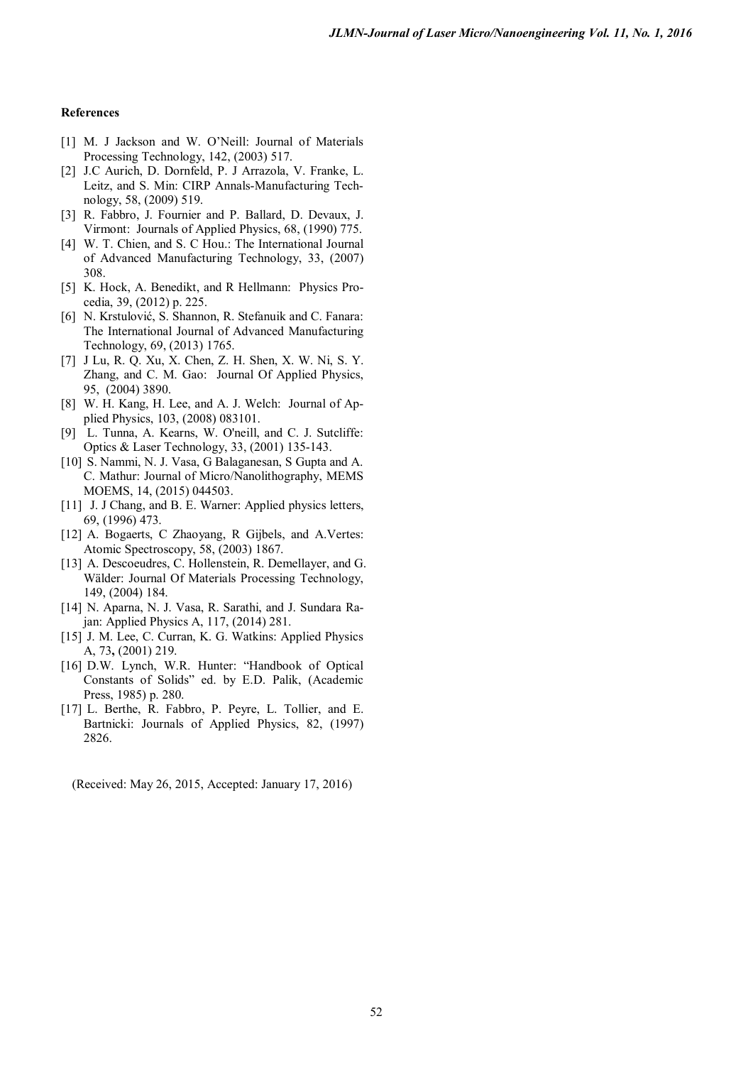### References

[1] M. J Jackson and W. O'Neill: Journal of Materials Processing Technology, 142, (2003) 517.

[2] J.C Aurich, D. Dornfeld, P. J Arrazola, V. Franke, L. Leitz, and S. Min: CIRP Annals-Manufacturing Technology, 58, (2009) 519.

[3] R. Fabbro, J. Fournier and P. Ballard, D. Devaux, J. Virmont: Journals of Applied Physics, 68, (1990) 775.

[4] W. T. Chien, and S. C Hou.: The International Journal of Advanced Manufacturing Technology, 33, (2007) 308.

[5] K. Hock, A. Benedikt, and R Hellmann: Physics Procedia, 39, (2012) p. 225.

[6] N. Krstulović, S. Shannon, R. Stefanuik and C. Fanara: The International Journal of Advanced Manufacturing Technology, 69, (2013) 1765.

[7] J Lu, R. Q. Xu, X. Chen, Z. H. Shen, X. W. Ni, S. Y. Zhang, and C. M. Gao: Journal Of Applied Physics, 95, (2004) 3890.

[8] W. H. Kang, H. Lee, and A. J. Welch: Journal of Applied Physics, 103, (2008) 083101.

[9] L. Tunna, A. Kearns, W. O'neill, and C. J. Sutcliffe: Optics & Laser Technology, 33, (2001) 135-143.

[10] S. Nammi, N. J. Vasa, G Balaganesan, S Gupta and A. C. Mathur: Journal of Micro/Nanolithography, MEMS MOEMS, 14, (2015) 044503.

[11] J. J Chang, and B. E. Warner: Applied physics letters, 69, (1996) 473.

[12] A. Bogaerts, C Zhaoyang, R Gijbels, and A.Vertes: Atomic Spectroscopy, 58, (2003) 1867.

[13] A. Descoeudres, C. Hollenstein, R. Demellayer, and G. Wälder: Journal Of Materials Processing Technology, 149, (2004) 184.

[14] N. Aparna, N. J. Vasa, R. Sarathi, and J. Sundara Rajan: Applied Physics A, 117, (2014) 281.

[15] J. M. Lee, C. Curran, K. G. Watkins: Applied Physics A, 73**,** (2001) 219.

[16] D.W. Lynch, W.R. Hunter: "Handbook of Optical Constants of Solids" ed. by E.D. Palik, (Academic Press, 1985) p. 280.

[17] L. Berthe, R. Fabbro, P. Peyre, L. Tollier, and E. Bartnicki: Journals of Applied Physics, 82, (1997) 2826.

(Received: May 26, 2015, Accepted: January 17, 2016)